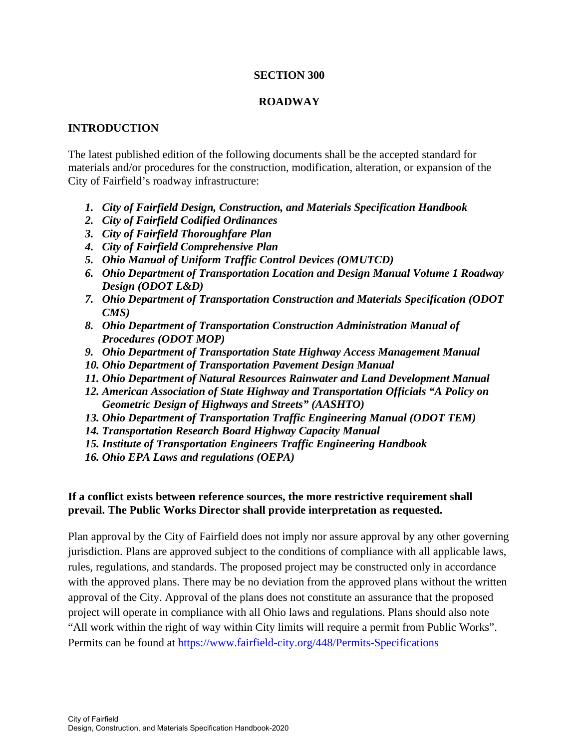# SECTION 300

# ROADWAY

## INTRODUCTION

The latest published edition of the following documents shall be the accepted standard for materials and/or procedures for the construction, modification, alteration, or expansion of the City of Fairfield's roadway infrastructure:

1. ***City of Fairfield Design, Construction, and Materials Specification Handbook***
2. ***City of Fairfield Codified Ordinances***
3. ***City of Fairfield Thoroughfare Plan***
4. ***City of Fairfield Comprehensive Plan***
5. ***Ohio Manual of Uniform Traffic Control Devices (OMUTCD)***
6. ***Ohio Department of Transportation Location and Design Manual Volume 1 Roadway Design (ODOT L&D)***
7. ***Ohio Department of Transportation Construction and Materials Specification (ODOT CMS)***
8. ***Ohio Department of Transportation Construction Administration Manual of Procedures (ODOT MOP)***
9. ***Ohio Department of Transportation State Highway Access Management Manual***
10. ***Ohio Department of Transportation Pavement Design Manual***
11. ***Ohio Department of Natural Resources Rainwater and Land Development Manual***
12. ***American Association of State Highway and Transportation Officials "A Policy on Geometric Design of Highways and Streets" (AASHTO)***
13. ***Ohio Department of Transportation Traffic Engineering Manual (ODOT TEM)***
14. ***Transportation Research Board Highway Capacity Manual***
15. ***Institute of Transportation Engineers Traffic Engineering Handbook***
16. ***Ohio EPA Laws and regulations (OEPA)***

**If a conflict exists between reference sources, the more restrictive requirement shall prevail. The Public Works Director shall provide interpretation as requested.**

Plan approval by the City of Fairfield does not imply nor assure approval by any other governing jurisdiction. Plans are approved subject to the conditions of compliance with all applicable laws, rules, regulations, and standards. The proposed project may be constructed only in accordance with the approved plans. There may be no deviation from the approved plans without the written approval of the City. Approval of the plans does not constitute an assurance that the proposed project will operate in compliance with all Ohio laws and regulations. Plans should also note "All work within the right of way within City limits will require a permit from Public Works". Permits can be found at https://www.fairfield-city.org/448/Permits-Specifications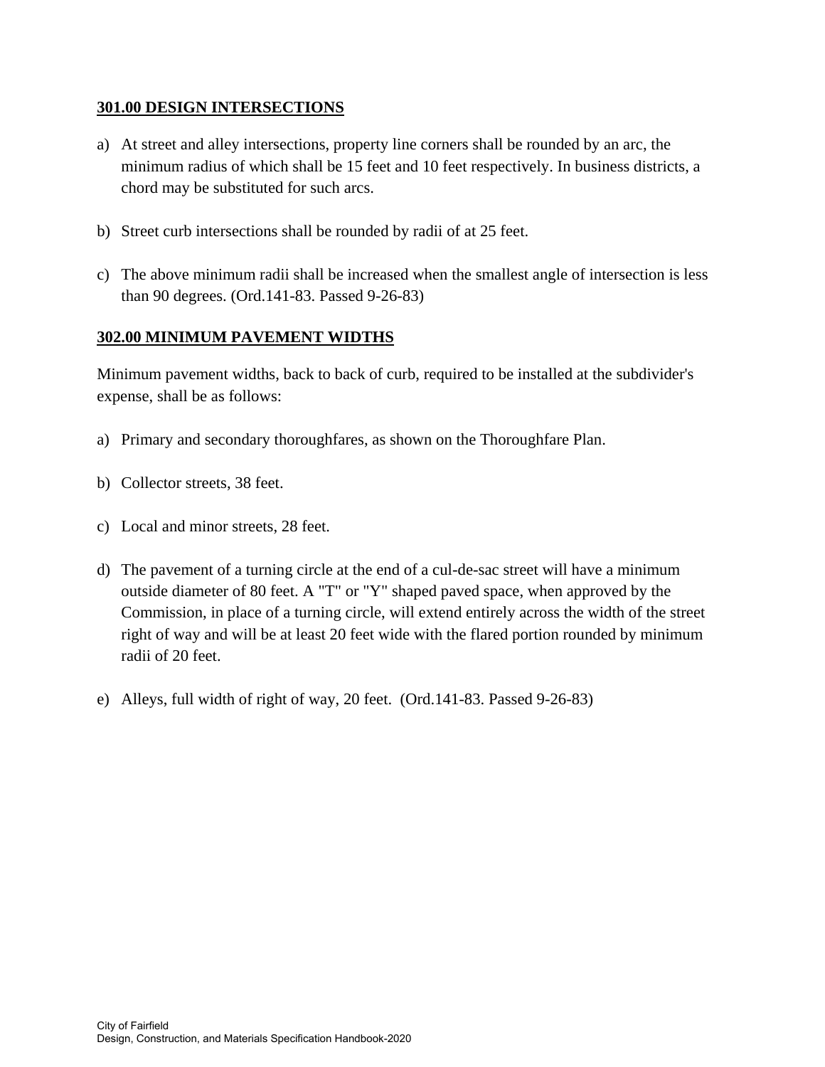## 301.00 DESIGN INTERSECTIONS

a) At street and alley intersections, property line corners shall be rounded by an arc, the minimum radius of which shall be 15 feet and 10 feet respectively. In business districts, a chord may be substituted for such arcs.

b) Street curb intersections shall be rounded by radii of at 25 feet.

c) The above minimum radii shall be increased when the smallest angle of intersection is less than 90 degrees. (Ord.141-83. Passed 9-26-83)

## 302.00 MINIMUM PAVEMENT WIDTHS

Minimum pavement widths, back to back of curb, required to be installed at the subdivider's expense, shall be as follows:

a) Primary and secondary thoroughfares, as shown on the Thoroughfare Plan.

b) Collector streets, 38 feet.

c) Local and minor streets, 28 feet.

d) The pavement of a turning circle at the end of a cul-de-sac street will have a minimum outside diameter of 80 feet. A "T" or "Y" shaped paved space, when approved by the Commission, in place of a turning circle, will extend entirely across the width of the street right of way and will be at least 20 feet wide with the flared portion rounded by minimum radii of 20 feet.

e) Alleys, full width of right of way, 20 feet. (Ord.141-83. Passed 9-26-83)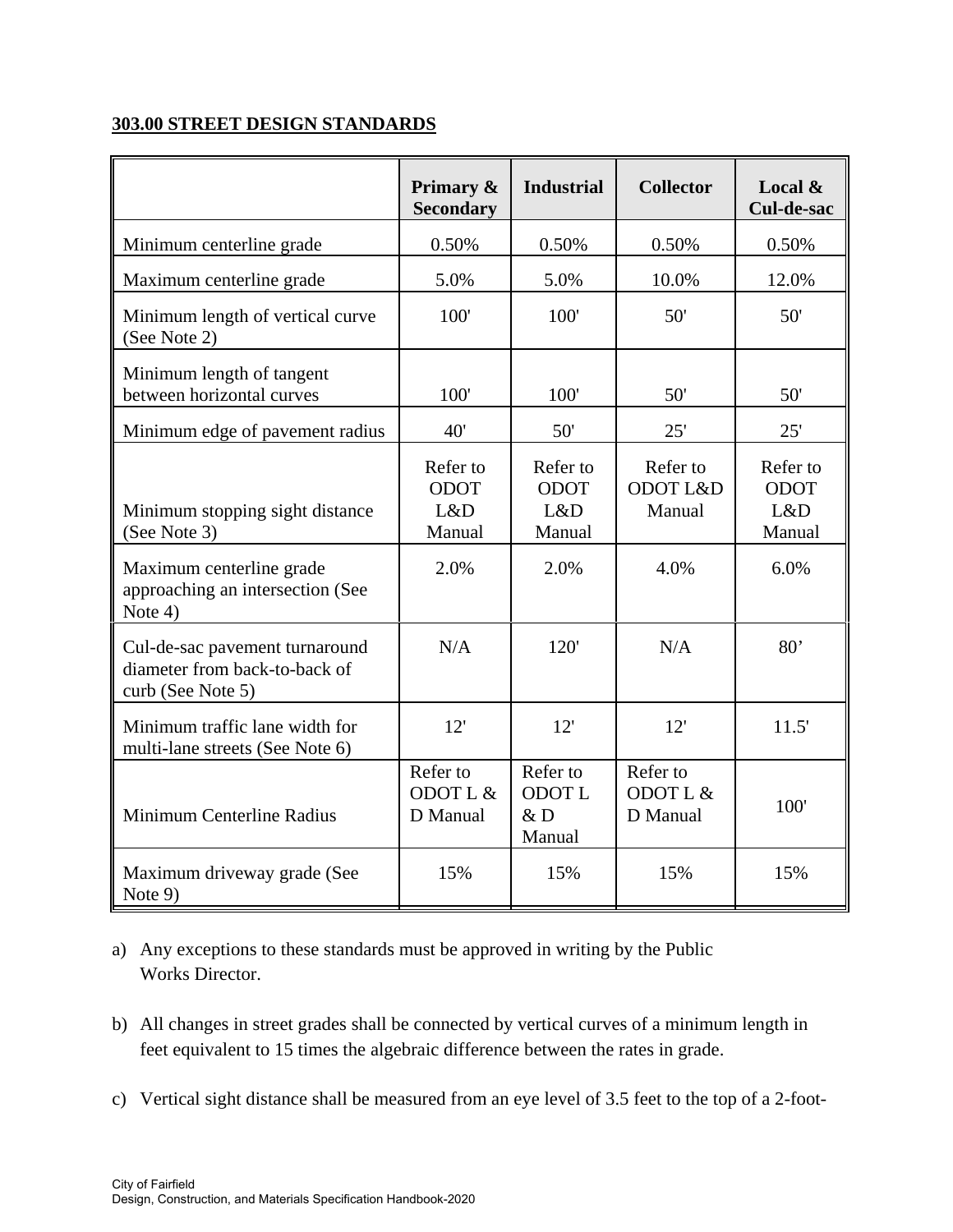**303.00 STREET DESIGN STANDARDS**

| | Primary & Secondary | Industrial | Collector | Local & Cul-de-sac |
|---|---|---|---|---|
| Minimum centerline grade | 0.50% | 0.50% | 0.50% | 0.50% |
| Maximum centerline grade | 5.0% | 5.0% | 10.0% | 12.0% |
| Minimum length of vertical curve (See Note 2) | 100' | 100' | 50' | 50' |
| Minimum length of tangent between horizontal curves | 100' | 100' | 50' | 50' |
| Minimum edge of pavement radius | 40' | 50' | 25' | 25' |
| Minimum stopping sight distance (See Note 3) | Refer to ODOT L&D Manual | Refer to ODOT L&D Manual | Refer to ODOT L&D Manual | Refer to ODOT L&D Manual |
| Maximum centerline grade approaching an intersection (See Note 4) | 2.0% | 2.0% | 4.0% | 6.0% |
| Cul-de-sac pavement turnaround diameter from back-to-back of curb (See Note 5) | N/A | 120' | N/A | 80' |
| Minimum traffic lane width for multi-lane streets (See Note 6) | 12' | 12' | 12' | 11.5' |
| Minimum Centerline Radius | Refer to ODOT L & D Manual | Refer to ODOT L & D Manual | Refer to ODOT L & D Manual | 100' |
| Maximum driveway grade (See Note 9) | 15% | 15% | 15% | 15% |

a) Any exceptions to these standards must be approved in writing by the Public Works Director.

b) All changes in street grades shall be connected by vertical curves of a minimum length in feet equivalent to 15 times the algebraic difference between the rates in grade.

c) Vertical sight distance shall be measured from an eye level of 3.5 feet to the top of a 2-foot-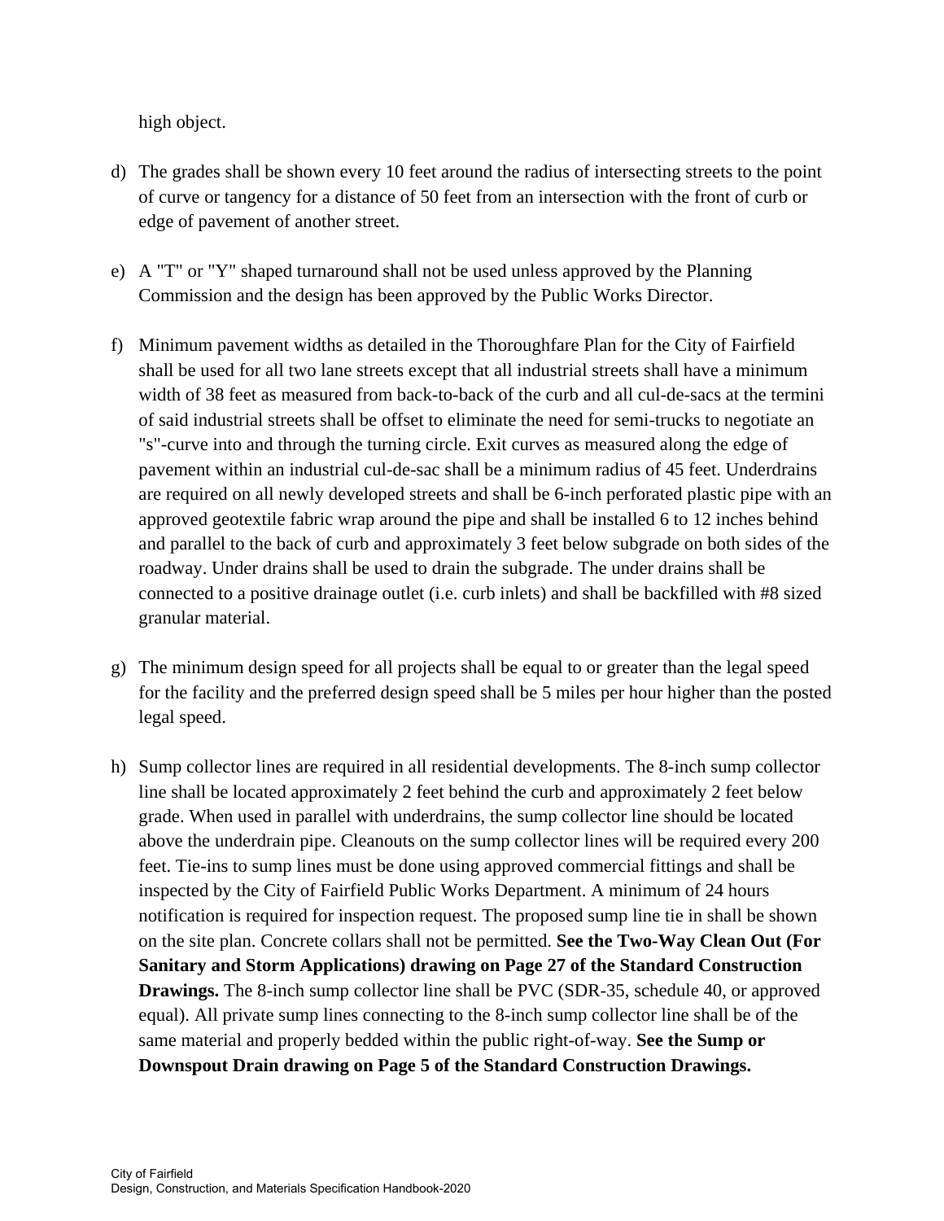high object.

d) The grades shall be shown every 10 feet around the radius of intersecting streets to the point of curve or tangency for a distance of 50 feet from an intersection with the front of curb or edge of pavement of another street.

e) A "T" or "Y" shaped turnaround shall not be used unless approved by the Planning Commission and the design has been approved by the Public Works Director.

f) Minimum pavement widths as detailed in the Thoroughfare Plan for the City of Fairfield shall be used for all two lane streets except that all industrial streets shall have a minimum width of 38 feet as measured from back-to-back of the curb and all cul-de-sacs at the termini of said industrial streets shall be offset to eliminate the need for semi-trucks to negotiate an "s"-curve into and through the turning circle. Exit curves as measured along the edge of pavement within an industrial cul-de-sac shall be a minimum radius of 45 feet. Underdrains are required on all newly developed streets and shall be 6-inch perforated plastic pipe with an approved geotextile fabric wrap around the pipe and shall be installed 6 to 12 inches behind and parallel to the back of curb and approximately 3 feet below subgrade on both sides of the roadway. Under drains shall be used to drain the subgrade. The under drains shall be connected to a positive drainage outlet (i.e. curb inlets) and shall be backfilled with #8 sized granular material.

g) The minimum design speed for all projects shall be equal to or greater than the legal speed for the facility and the preferred design speed shall be 5 miles per hour higher than the posted legal speed.

h) Sump collector lines are required in all residential developments. The 8-inch sump collector line shall be located approximately 2 feet behind the curb and approximately 2 feet below grade. When used in parallel with underdrains, the sump collector line should be located above the underdrain pipe. Cleanouts on the sump collector lines will be required every 200 feet. Tie-ins to sump lines must be done using approved commercial fittings and shall be inspected by the City of Fairfield Public Works Department. A minimum of 24 hours notification is required for inspection request. The proposed sump line tie in shall be shown on the site plan. Concrete collars shall not be permitted. **See the Two-Way Clean Out (For Sanitary and Storm Applications) drawing on Page 27 of the Standard Construction Drawings.** The 8-inch sump collector line shall be PVC (SDR-35, schedule 40, or approved equal). All private sump lines connecting to the 8-inch sump collector line shall be of the same material and properly bedded within the public right-of-way. **See the Sump or Downspout Drain drawing on Page 5 of the Standard Construction Drawings.**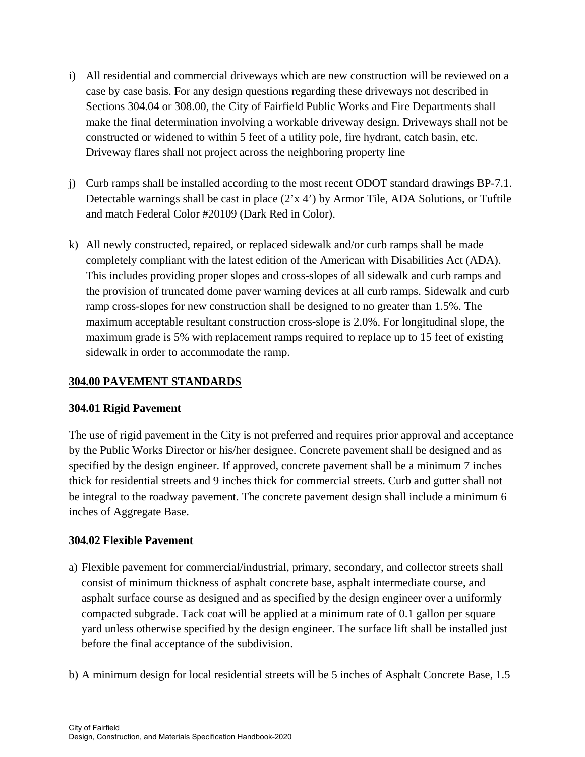i) All residential and commercial driveways which are new construction will be reviewed on a case by case basis. For any design questions regarding these driveways not described in Sections 304.04 or 308.00, the City of Fairfield Public Works and Fire Departments shall make the final determination involving a workable driveway design. Driveways shall not be constructed or widened to within 5 feet of a utility pole, fire hydrant, catch basin, etc. Driveway flares shall not project across the neighboring property line

j) Curb ramps shall be installed according to the most recent ODOT standard drawings BP-7.1. Detectable warnings shall be cast in place (2'x 4') by Armor Tile, ADA Solutions, or Tuftile and match Federal Color #20109 (Dark Red in Color).

k) All newly constructed, repaired, or replaced sidewalk and/or curb ramps shall be made completely compliant with the latest edition of the American with Disabilities Act (ADA). This includes providing proper slopes and cross-slopes of all sidewalk and curb ramps and the provision of truncated dome paver warning devices at all curb ramps. Sidewalk and curb ramp cross-slopes for new construction shall be designed to no greater than 1.5%. The maximum acceptable resultant construction cross-slope is 2.0%. For longitudinal slope, the maximum grade is 5% with replacement ramps required to replace up to 15 feet of existing sidewalk in order to accommodate the ramp.

## 304.00 PAVEMENT STANDARDS

### 304.01 Rigid Pavement

The use of rigid pavement in the City is not preferred and requires prior approval and acceptance by the Public Works Director or his/her designee. Concrete pavement shall be designed and as specified by the design engineer. If approved, concrete pavement shall be a minimum 7 inches thick for residential streets and 9 inches thick for commercial streets. Curb and gutter shall not be integral to the roadway pavement. The concrete pavement design shall include a minimum 6 inches of Aggregate Base.

### 304.02 Flexible Pavement

a) Flexible pavement for commercial/industrial, primary, secondary, and collector streets shall consist of minimum thickness of asphalt concrete base, asphalt intermediate course, and asphalt surface course as designed and as specified by the design engineer over a uniformly compacted subgrade. Tack coat will be applied at a minimum rate of 0.1 gallon per square yard unless otherwise specified by the design engineer. The surface lift shall be installed just before the final acceptance of the subdivision.

b) A minimum design for local residential streets will be 5 inches of Asphalt Concrete Base, 1.5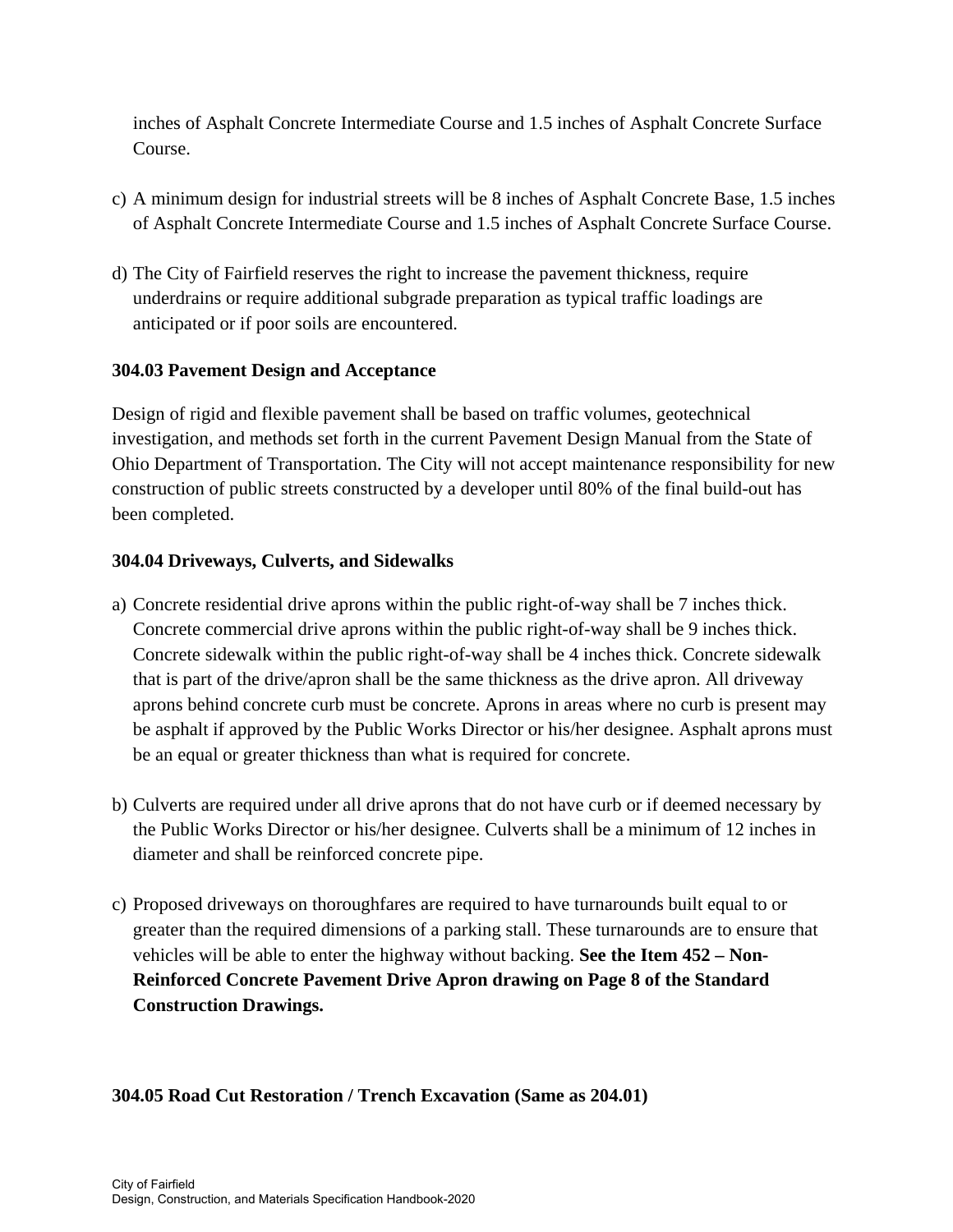inches of Asphalt Concrete Intermediate Course and 1.5 inches of Asphalt Concrete Surface Course.

c) A minimum design for industrial streets will be 8 inches of Asphalt Concrete Base, 1.5 inches of Asphalt Concrete Intermediate Course and 1.5 inches of Asphalt Concrete Surface Course.

d) The City of Fairfield reserves the right to increase the pavement thickness, require underdrains or require additional subgrade preparation as typical traffic loadings are anticipated or if poor soils are encountered.

**304.03 Pavement Design and Acceptance**

Design of rigid and flexible pavement shall be based on traffic volumes, geotechnical investigation, and methods set forth in the current Pavement Design Manual from the State of Ohio Department of Transportation. The City will not accept maintenance responsibility for new construction of public streets constructed by a developer until 80% of the final build-out has been completed.

**304.04 Driveways, Culverts, and Sidewalks**

a) Concrete residential drive aprons within the public right-of-way shall be 7 inches thick. Concrete commercial drive aprons within the public right-of-way shall be 9 inches thick. Concrete sidewalk within the public right-of-way shall be 4 inches thick. Concrete sidewalk that is part of the drive/apron shall be the same thickness as the drive apron. All driveway aprons behind concrete curb must be concrete. Aprons in areas where no curb is present may be asphalt if approved by the Public Works Director or his/her designee. Asphalt aprons must be an equal or greater thickness than what is required for concrete.

b) Culverts are required under all drive aprons that do not have curb or if deemed necessary by the Public Works Director or his/her designee. Culverts shall be a minimum of 12 inches in diameter and shall be reinforced concrete pipe.

c) Proposed driveways on thoroughfares are required to have turnarounds built equal to or greater than the required dimensions of a parking stall. These turnarounds are to ensure that vehicles will be able to enter the highway without backing. **See the Item 452 – Non-Reinforced Concrete Pavement Drive Apron drawing on Page 8 of the Standard Construction Drawings.**

**304.05 Road Cut Restoration / Trench Excavation (Same as 204.01)**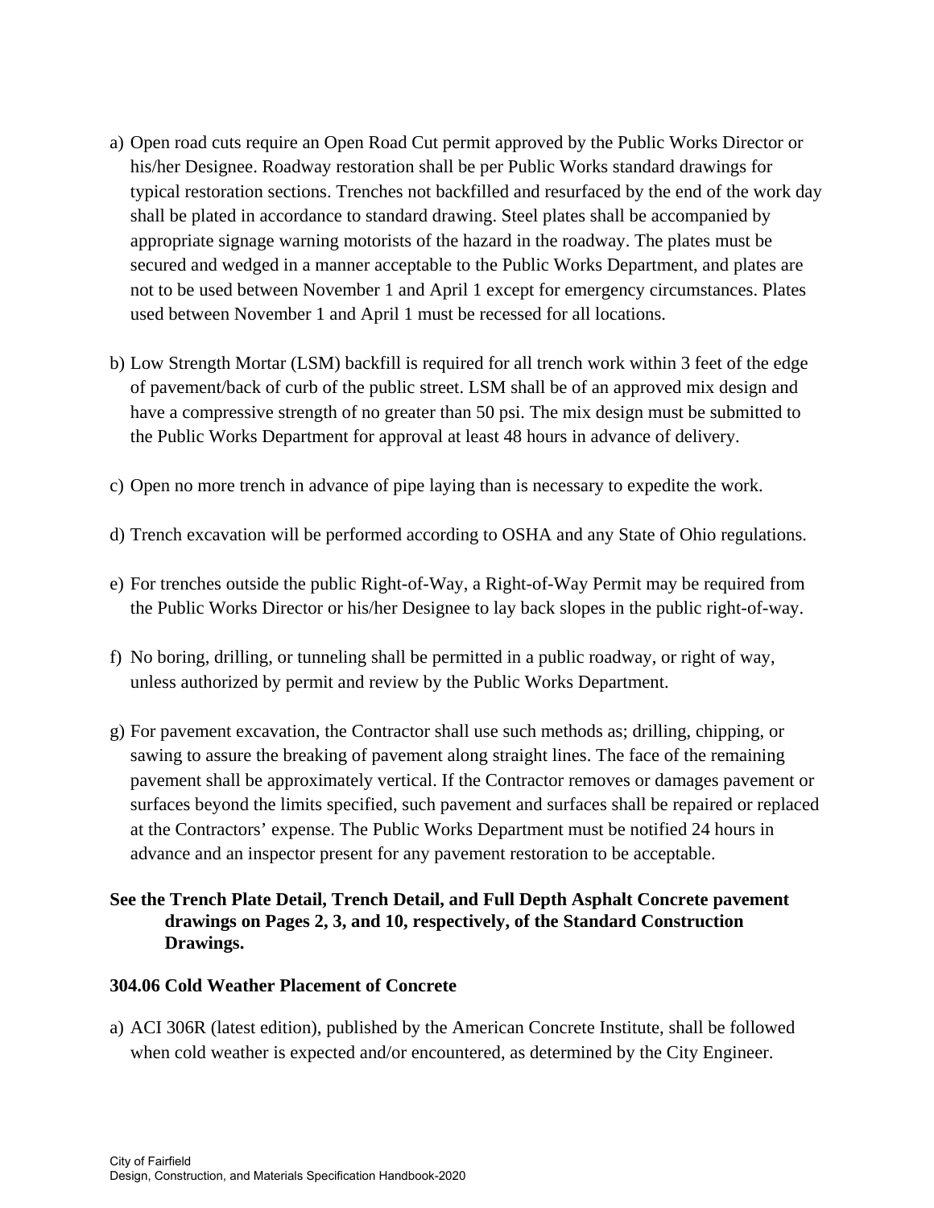a) Open road cuts require an Open Road Cut permit approved by the Public Works Director or his/her Designee. Roadway restoration shall be per Public Works standard drawings for typical restoration sections. Trenches not backfilled and resurfaced by the end of the work day shall be plated in accordance to standard drawing. Steel plates shall be accompanied by appropriate signage warning motorists of the hazard in the roadway. The plates must be secured and wedged in a manner acceptable to the Public Works Department, and plates are not to be used between November 1 and April 1 except for emergency circumstances. Plates used between November 1 and April 1 must be recessed for all locations.

b) Low Strength Mortar (LSM) backfill is required for all trench work within 3 feet of the edge of pavement/back of curb of the public street. LSM shall be of an approved mix design and have a compressive strength of no greater than 50 psi. The mix design must be submitted to the Public Works Department for approval at least 48 hours in advance of delivery.

c) Open no more trench in advance of pipe laying than is necessary to expedite the work.

d) Trench excavation will be performed according to OSHA and any State of Ohio regulations.

e) For trenches outside the public Right-of-Way, a Right-of-Way Permit may be required from the Public Works Director or his/her Designee to lay back slopes in the public right-of-way.

f) No boring, drilling, or tunneling shall be permitted in a public roadway, or right of way, unless authorized by permit and review by the Public Works Department.

g) For pavement excavation, the Contractor shall use such methods as; drilling, chipping, or sawing to assure the breaking of pavement along straight lines. The face of the remaining pavement shall be approximately vertical. If the Contractor removes or damages pavement or surfaces beyond the limits specified, such pavement and surfaces shall be repaired or replaced at the Contractors' expense. The Public Works Department must be notified 24 hours in advance and an inspector present for any pavement restoration to be acceptable.

**See the Trench Plate Detail, Trench Detail, and Full Depth Asphalt Concrete pavement drawings on Pages 2, 3, and 10, respectively, of the Standard Construction Drawings.**

**304.06 Cold Weather Placement of Concrete**

a) ACI 306R (latest edition), published by the American Concrete Institute, shall be followed when cold weather is expected and/or encountered, as determined by the City Engineer.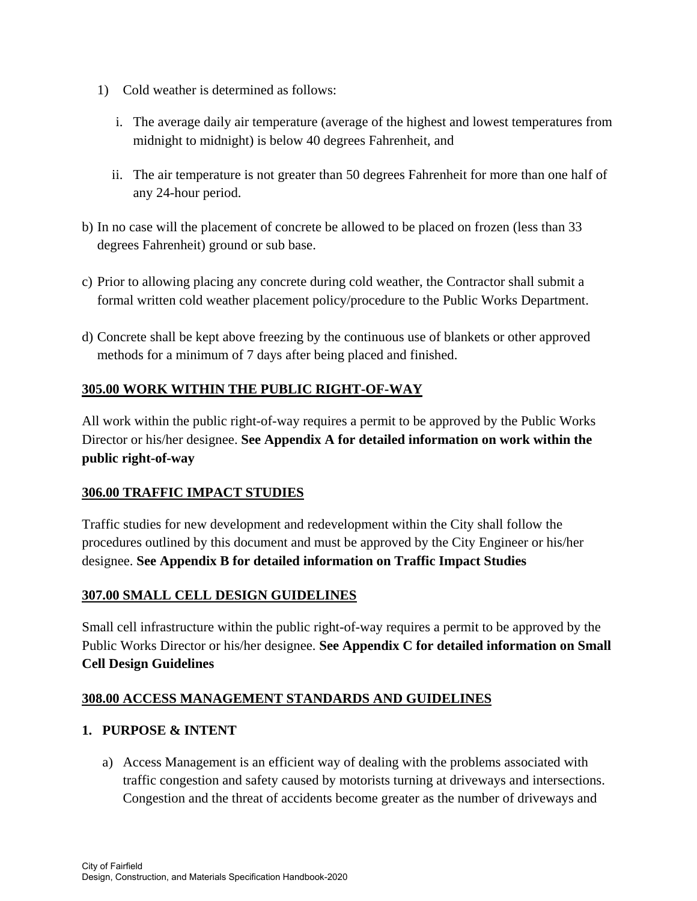1) Cold weather is determined as follows:

   i. The average daily air temperature (average of the highest and lowest temperatures from midnight to midnight) is below 40 degrees Fahrenheit, and

   ii. The air temperature is not greater than 50 degrees Fahrenheit for more than one half of any 24-hour period.

b) In no case will the placement of concrete be allowed to be placed on frozen (less than 33 degrees Fahrenheit) ground or sub base.

c) Prior to allowing placing any concrete during cold weather, the Contractor shall submit a formal written cold weather placement policy/procedure to the Public Works Department.

d) Concrete shall be kept above freezing by the continuous use of blankets or other approved methods for a minimum of 7 days after being placed and finished.

## 305.00 WORK WITHIN THE PUBLIC RIGHT-OF-WAY

All work within the public right-of-way requires a permit to be approved by the Public Works Director or his/her designee. **See Appendix A for detailed information on work within the public right-of-way**

## 306.00 TRAFFIC IMPACT STUDIES

Traffic studies for new development and redevelopment within the City shall follow the procedures outlined by this document and must be approved by the City Engineer or his/her designee. **See Appendix B for detailed information on Traffic Impact Studies**

## 307.00 SMALL CELL DESIGN GUIDELINES

Small cell infrastructure within the public right-of-way requires a permit to be approved by the Public Works Director or his/her designee. **See Appendix C for detailed information on Small Cell Design Guidelines**

## 308.00 ACCESS MANAGEMENT STANDARDS AND GUIDELINES

### 1. PURPOSE & INTENT

a) Access Management is an efficient way of dealing with the problems associated with traffic congestion and safety caused by motorists turning at driveways and intersections. Congestion and the threat of accidents become greater as the number of driveways and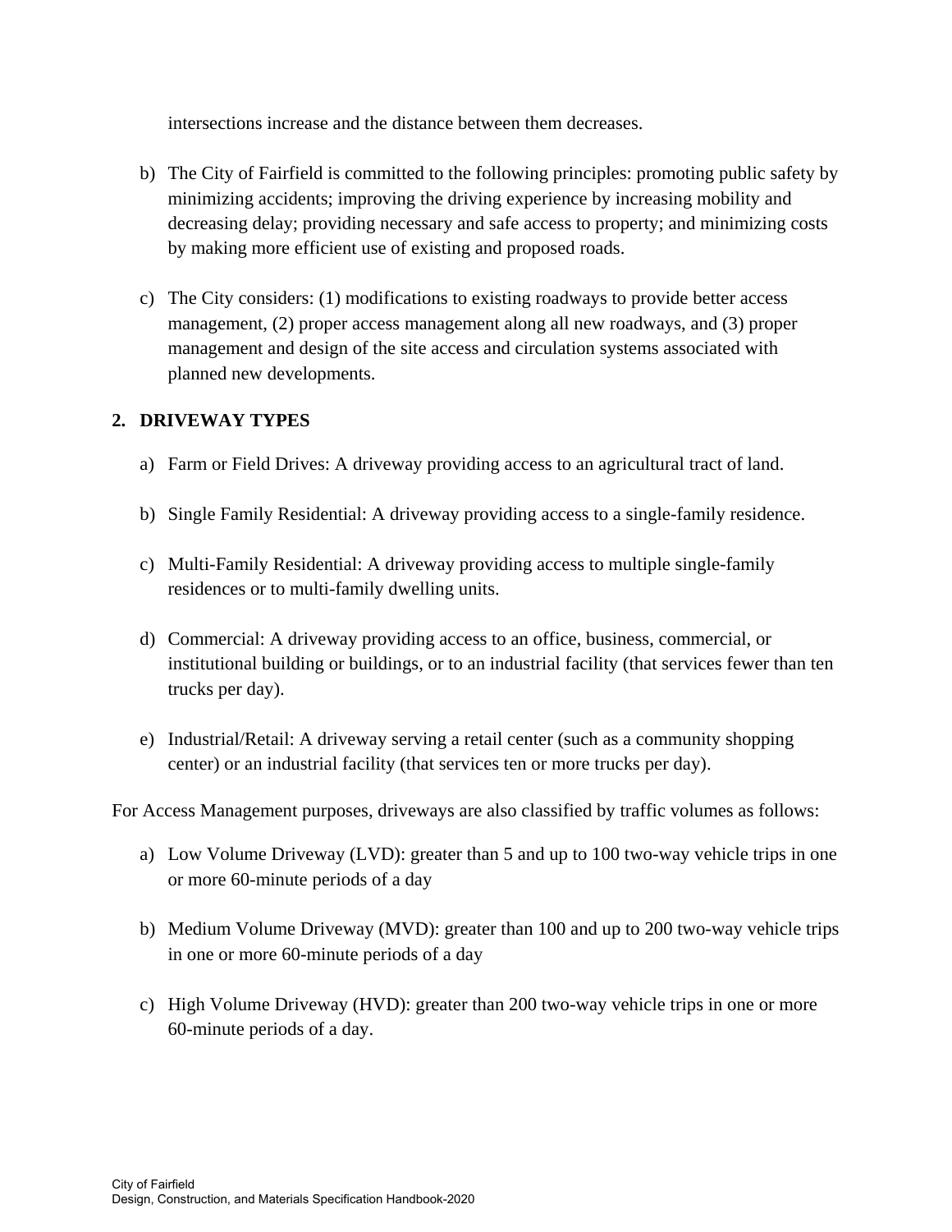intersections increase and the distance between them decreases.

b) The City of Fairfield is committed to the following principles: promoting public safety by minimizing accidents; improving the driving experience by increasing mobility and decreasing delay; providing necessary and safe access to property; and minimizing costs by making more efficient use of existing and proposed roads.

c) The City considers: (1) modifications to existing roadways to provide better access management, (2) proper access management along all new roadways, and (3) proper management and design of the site access and circulation systems associated with planned new developments.

## 2. DRIVEWAY TYPES

a) Farm or Field Drives: A driveway providing access to an agricultural tract of land.

b) Single Family Residential: A driveway providing access to a single-family residence.

c) Multi-Family Residential: A driveway providing access to multiple single-family residences or to multi-family dwelling units.

d) Commercial: A driveway providing access to an office, business, commercial, or institutional building or buildings, or to an industrial facility (that services fewer than ten trucks per day).

e) Industrial/Retail: A driveway serving a retail center (such as a community shopping center) or an industrial facility (that services ten or more trucks per day).

For Access Management purposes, driveways are also classified by traffic volumes as follows:

a) Low Volume Driveway (LVD): greater than 5 and up to 100 two-way vehicle trips in one or more 60-minute periods of a day

b) Medium Volume Driveway (MVD): greater than 100 and up to 200 two-way vehicle trips in one or more 60-minute periods of a day

c) High Volume Driveway (HVD): greater than 200 two-way vehicle trips in one or more 60-minute periods of a day.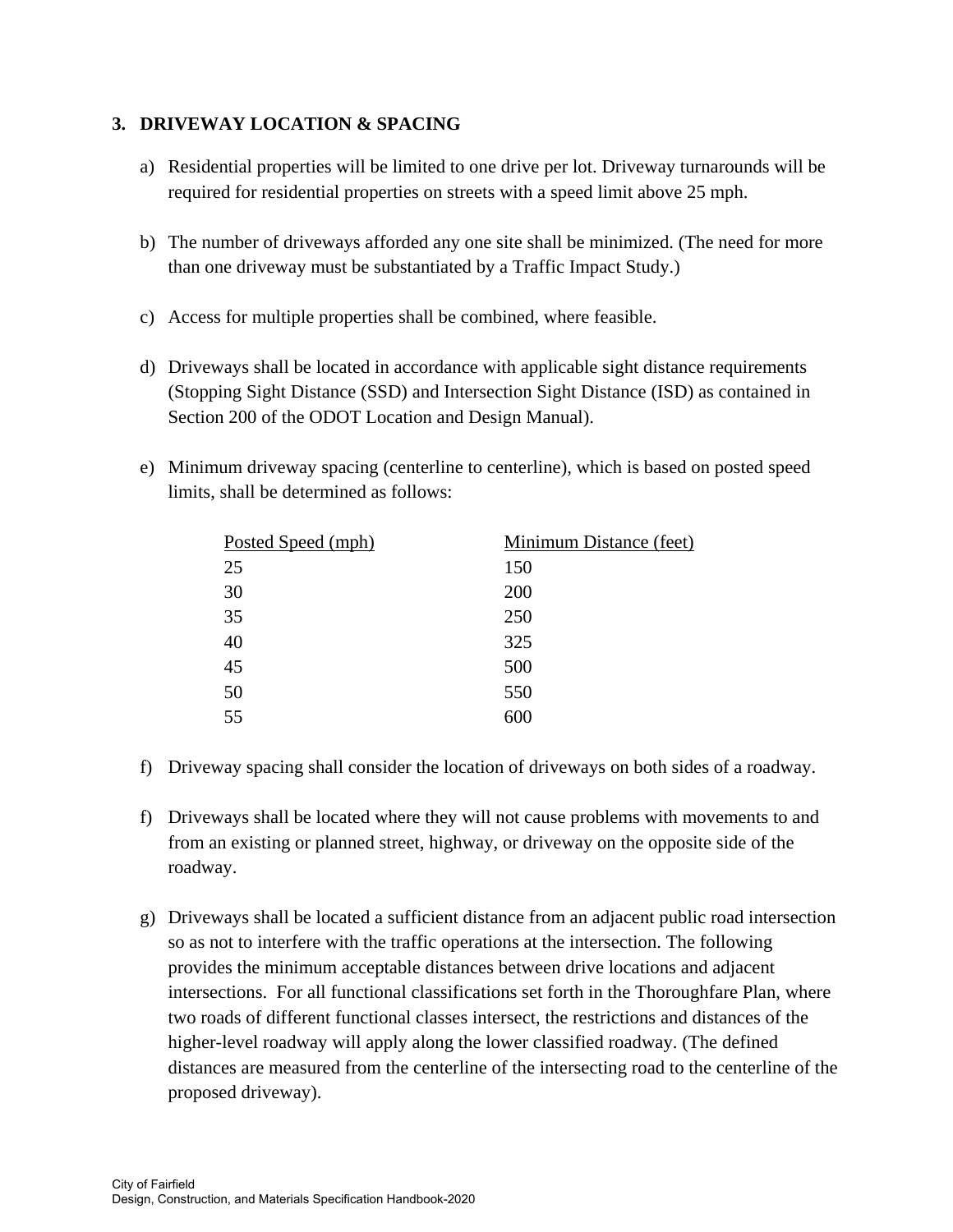### 3. DRIVEWAY LOCATION & SPACING

a) Residential properties will be limited to one drive per lot. Driveway turnarounds will be required for residential properties on streets with a speed limit above 25 mph.

b) The number of driveways afforded any one site shall be minimized. (The need for more than one driveway must be substantiated by a Traffic Impact Study.)

c) Access for multiple properties shall be combined, where feasible.

d) Driveways shall be located in accordance with applicable sight distance requirements (Stopping Sight Distance (SSD) and Intersection Sight Distance (ISD) as contained in Section 200 of the ODOT Location and Design Manual).

e) Minimum driveway spacing (centerline to centerline), which is based on posted speed limits, shall be determined as follows:

| Posted Speed (mph) | Minimum Distance (feet) |
|---|---|
| 25 | 150 |
| 30 | 200 |
| 35 | 250 |
| 40 | 325 |
| 45 | 500 |
| 50 | 550 |
| 55 | 600 |

f) Driveway spacing shall consider the location of driveways on both sides of a roadway.

f) Driveways shall be located where they will not cause problems with movements to and from an existing or planned street, highway, or driveway on the opposite side of the roadway.

g) Driveways shall be located a sufficient distance from an adjacent public road intersection so as not to interfere with the traffic operations at the intersection. The following provides the minimum acceptable distances between drive locations and adjacent intersections. For all functional classifications set forth in the Thoroughfare Plan, where two roads of different functional classes intersect, the restrictions and distances of the higher-level roadway will apply along the lower classified roadway. (The defined distances are measured from the centerline of the intersecting road to the centerline of the proposed driveway).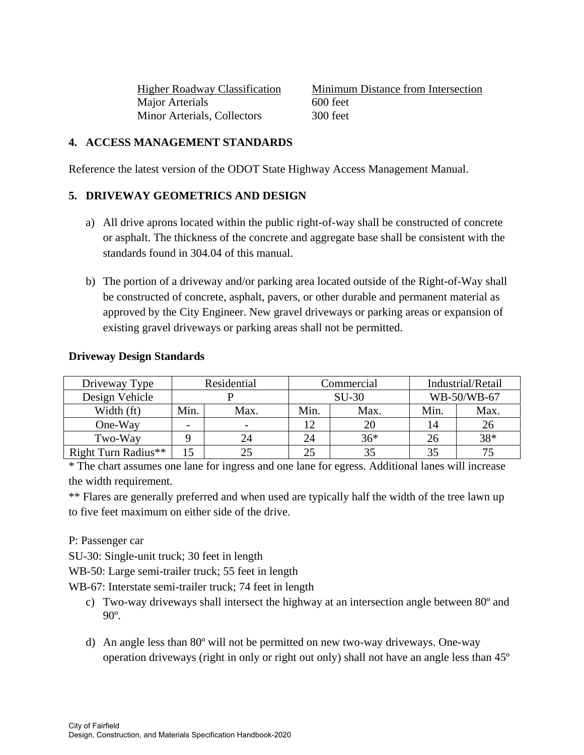| Higher Roadway Classification | Minimum Distance from Intersection |
|---|---|
| Major Arterials | 600 feet |
| Minor Arterials, Collectors | 300 feet |

## 4. ACCESS MANAGEMENT STANDARDS

Reference the latest version of the ODOT State Highway Access Management Manual.

## 5. DRIVEWAY GEOMETRICS AND DESIGN

a) All drive aprons located within the public right-of-way shall be constructed of concrete or asphalt. The thickness of the concrete and aggregate base shall be consistent with the standards found in 304.04 of this manual.

b) The portion of a driveway and/or parking area located outside of the Right-of-Way shall be constructed of concrete, asphalt, pavers, or other durable and permanent material as approved by the City Engineer. New gravel driveways or parking areas or expansion of existing gravel driveways or parking areas shall not be permitted.

**Driveway Design Standards**

| Driveway Type | Residential | | Commercial | | Industrial/Retail | |
|---|---|---|---|---|---|---|
| Design Vehicle | P | | SU-30 | | WB-50/WB-67 | |
| Width (ft) | Min. | Max. | Min. | Max. | Min. | Max. |
| One-Way | - | - | 12 | 20 | 14 | 26 |
| Two-Way | 9 | 24 | 24 | 36* | 26 | 38* |
| Right Turn Radius** | 15 | 25 | 25 | 35 | 35 | 75 |

* The chart assumes one lane for ingress and one lane for egress. Additional lanes will increase the width requirement.

** Flares are generally preferred and when used are typically half the width of the tree lawn up to five feet maximum on either side of the drive.

P: Passenger car

SU-30: Single-unit truck; 30 feet in length

WB-50: Large semi-trailer truck; 55 feet in length

WB-67: Interstate semi-trailer truck; 74 feet in length

c) Two-way driveways shall intersect the highway at an intersection angle between 80º and 90º.

d) An angle less than 80º will not be permitted on new two-way driveways. One-way operation driveways (right in only or right out only) shall not have an angle less than 45º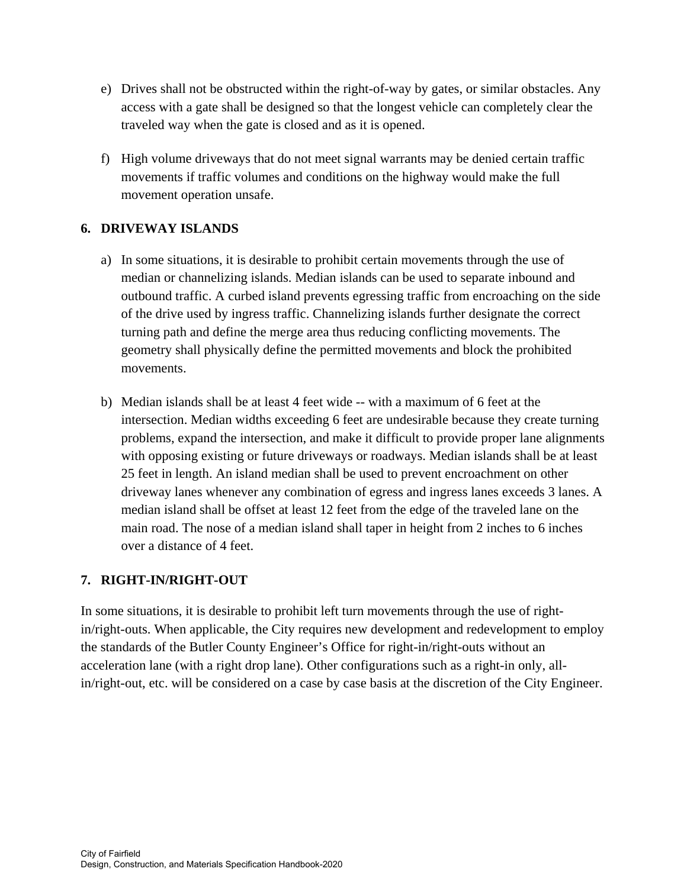e) Drives shall not be obstructed within the right-of-way by gates, or similar obstacles. Any access with a gate shall be designed so that the longest vehicle can completely clear the traveled way when the gate is closed and as it is opened.

f) High volume driveways that do not meet signal warrants may be denied certain traffic movements if traffic volumes and conditions on the highway would make the full movement operation unsafe.

## 6. DRIVEWAY ISLANDS

a) In some situations, it is desirable to prohibit certain movements through the use of median or channelizing islands. Median islands can be used to separate inbound and outbound traffic. A curbed island prevents egressing traffic from encroaching on the side of the drive used by ingress traffic. Channelizing islands further designate the correct turning path and define the merge area thus reducing conflicting movements. The geometry shall physically define the permitted movements and block the prohibited movements.

b) Median islands shall be at least 4 feet wide -- with a maximum of 6 feet at the intersection. Median widths exceeding 6 feet are undesirable because they create turning problems, expand the intersection, and make it difficult to provide proper lane alignments with opposing existing or future driveways or roadways. Median islands shall be at least 25 feet in length. An island median shall be used to prevent encroachment on other driveway lanes whenever any combination of egress and ingress lanes exceeds 3 lanes. A median island shall be offset at least 12 feet from the edge of the traveled lane on the main road. The nose of a median island shall taper in height from 2 inches to 6 inches over a distance of 4 feet.

## 7. RIGHT-IN/RIGHT-OUT

In some situations, it is desirable to prohibit left turn movements through the use of right-in/right-outs. When applicable, the City requires new development and redevelopment to employ the standards of the Butler County Engineer's Office for right-in/right-outs without an acceleration lane (with a right drop lane). Other configurations such as a right-in only, all-in/right-out, etc. will be considered on a case by case basis at the discretion of the City Engineer.